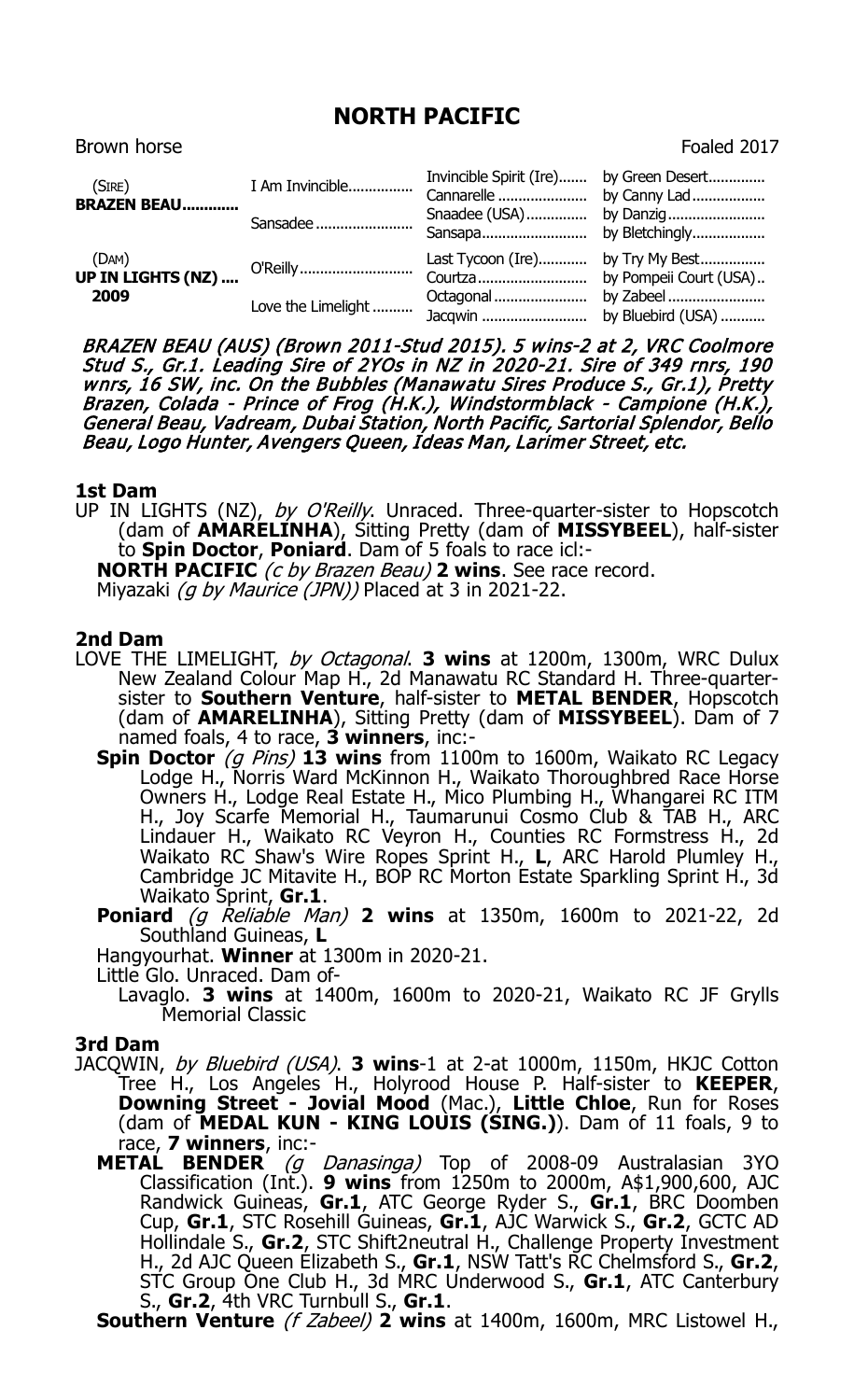# NORTH PACIFIC

Brown horse — Foaled 2017

| | | | |
|---|---|---|---|
| (SIRE) **BRAZEN BEAU** | I Am Invincible | Invincible Spirit (Ire) | by Green Desert |
| | | Cannarelle | by Canny Lad |
| | Sansadee | Snaadee (USA) | by Danzig |
| | | Sansapa | by Bletchingly |
| (DAM) **UP IN LIGHTS (NZ)** 2009 | O'Reilly | Last Tycoon (Ire) | by Try My Best |
| | | Courtza | by Pompeii Court (USA) |
| | Love the Limelight | Octagonal | by Zabeel |
| | | Jacqwin | by Bluebird (USA) |

*BRAZEN BEAU (AUS) (Brown 2011-Stud 2015). 5 wins-2 at 2, VRC Coolmore Stud S., Gr.1. Leading Sire of 2YOs in NZ in 2020-21. Sire of 349 rnrs, 190 wnrs, 16 SW, inc. On the Bubbles (Manawatu Sires Produce S., Gr.1), Pretty Brazen, Colada - Prince of Frog (H.K.), Windstormblack - Campione (H.K.), General Beau, Vadream, Dubai Station, North Pacific, Sartorial Splendor, Bello Beau, Logo Hunter, Avengers Queen, Ideas Man, Larimer Street, etc.*

**1st Dam**

UP IN LIGHTS (NZ), *by O'Reilly*. Unraced. Three-quarter-sister to Hopscotch (dam of **AMARELINHA**), Sitting Pretty (dam of **MISSYBEEL**), half-sister to **Spin Doctor**, **Poniard**. Dam of 5 foals to race icl:-

**NORTH PACIFIC** *(c by Brazen Beau)* **2 wins**. See race record.

Miyazaki *(g by Maurice (JPN))* Placed at 3 in 2021-22.

**2nd Dam**

LOVE THE LIMELIGHT, *by Octagonal*. **3 wins** at 1200m, 1300m, WRC Dulux New Zealand Colour Map H., 2d Manawatu RC Standard H. Three-quarter-sister to **Southern Venture**, half-sister to **METAL BENDER**, Hopscotch (dam of **AMARELINHA**), Sitting Pretty (dam of **MISSYBEEL**). Dam of 7 named foals, 4 to race, **3 winners**, inc:-

**Spin Doctor** *(g Pins)* **13 wins** from 1100m to 1600m, Waikato RC Legacy Lodge H., Norris Ward McKinnon H., Waikato Thoroughbred Race Horse Owners H., Lodge Real Estate H., Mico Plumbing H., Whangarei RC ITM H., Joy Scarfe Memorial H., Taumarunui Cosmo Club & TAB H., ARC Lindauer H., Waikato RC Veyron H., Counties RC Formstress H., 2d Waikato RC Shaw's Wire Ropes Sprint H., **L**, ARC Harold Plumley H., Cambridge JC Mitavite H., BOP RC Morton Estate Sparkling Sprint H., 3d Waikato Sprint, **Gr.1**.

**Poniard** *(g Reliable Man)* **2 wins** at 1350m, 1600m to 2021-22, 2d Southland Guineas, **L**

Hangyourhat. **Winner** at 1300m in 2020-21.

Little Glo. Unraced. Dam of-

Lavaglo. **3 wins** at 1400m, 1600m to 2020-21, Waikato RC JF Grylls Memorial Classic

**3rd Dam**

JACQWIN, *by Bluebird (USA)*. **3 wins**-1 at 2-at 1000m, 1150m, HKJC Cotton Tree H., Los Angeles H., Holyrood House P. Half-sister to **KEEPER**, **Downing Street - Jovial Mood** (Mac.), **Little Chloe**, Run for Roses (dam of **MEDAL KUN - KING LOUIS (SING.)**). Dam of 11 foals, 9 to race, **7 winners**, inc:-

**METAL BENDER** *(g Danasinga)* Top of 2008-09 Australasian 3YO Classification (Int.). **9 wins** from 1250m to 2000m, A$1,900,600, AJC Randwick Guineas, **Gr.1**, ATC George Ryder S., **Gr.1**, BRC Doomben Cup, **Gr.1**, STC Rosehill Guineas, **Gr.1**, AJC Warwick S., **Gr.2**, GCTC AD Hollindale S., **Gr.2**, STC Shift2neutral H., Challenge Property Investment H., 2d AJC Queen Elizabeth S., **Gr.1**, NSW Tatt's RC Chelmsford S., **Gr.2**, STC Group One Club H., 3d MRC Underwood S., **Gr.1**, ATC Canterbury S., **Gr.2**, 4th VRC Turnbull S., **Gr.1**.

**Southern Venture** *(f Zabeel)* **2 wins** at 1400m, 1600m, MRC Listowel H.,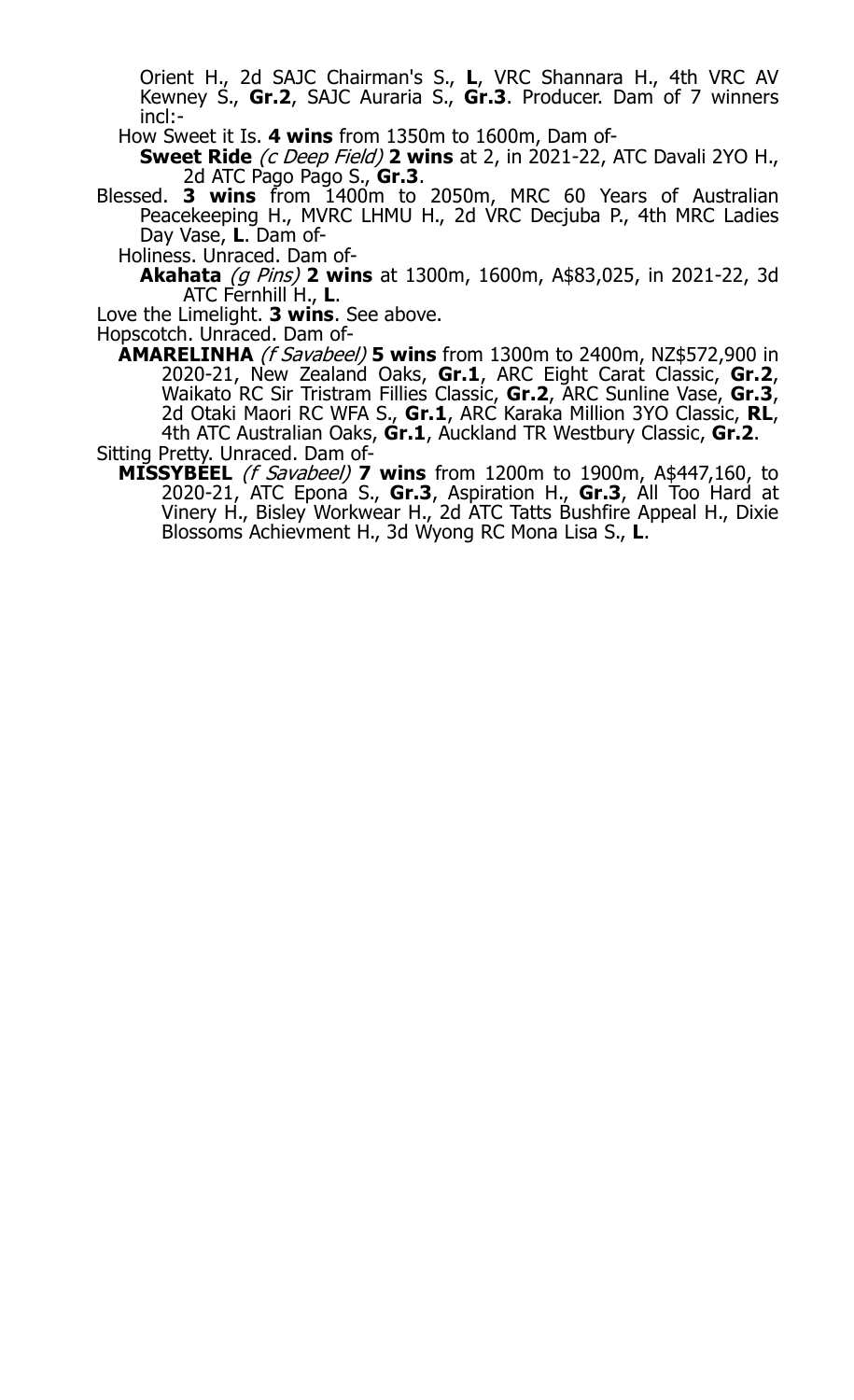Orient H., 2d SAJC Chairman's S., **L**, VRC Shannara H., 4th VRC AV Kewney S., **Gr.2**, SAJC Auraria S., **Gr.3**. Producer. Dam of 7 winners incl:-

How Sweet it Is. **4 wins** from 1350m to 1600m, Dam of-

**Sweet Ride** *(c Deep Field)* **2 wins** at 2, in 2021-22, ATC Davali 2YO H., 2d ATC Pago Pago S., **Gr.3**.

Blessed. **3 wins** from 1400m to 2050m, MRC 60 Years of Australian Peacekeeping H., MVRC LHMU H., 2d VRC Decjuba P., 4th MRC Ladies Day Vase, **L**. Dam of-

Holiness. Unraced. Dam of-

**Akahata** *(g Pins)* **2 wins** at 1300m, 1600m, A$83,025, in 2021-22, 3d ATC Fernhill H., **L**.

Love the Limelight. **3 wins**. See above.

Hopscotch. Unraced. Dam of-

**AMARELINHA** *(f Savabeel)* **5 wins** from 1300m to 2400m, NZ$572,900 in 2020-21, New Zealand Oaks, **Gr.1**, ARC Eight Carat Classic, **Gr.2**, Waikato RC Sir Tristram Fillies Classic, **Gr.2**, ARC Sunline Vase, **Gr.3**, 2d Otaki Maori RC WFA S., **Gr.1**, ARC Karaka Million 3YO Classic, **RL**, 4th ATC Australian Oaks, **Gr.1**, Auckland TR Westbury Classic, **Gr.2**.

Sitting Pretty. Unraced. Dam of-

**MISSYBEEL** *(f Savabeel)* **7 wins** from 1200m to 1900m, A$447,160, to 2020-21, ATC Epona S., **Gr.3**, Aspiration H., **Gr.3**, All Too Hard at Vinery H., Bisley Workwear H., 2d ATC Tatts Bushfire Appeal H., Dixie Blossoms Achievment H., 3d Wyong RC Mona Lisa S., **L**.